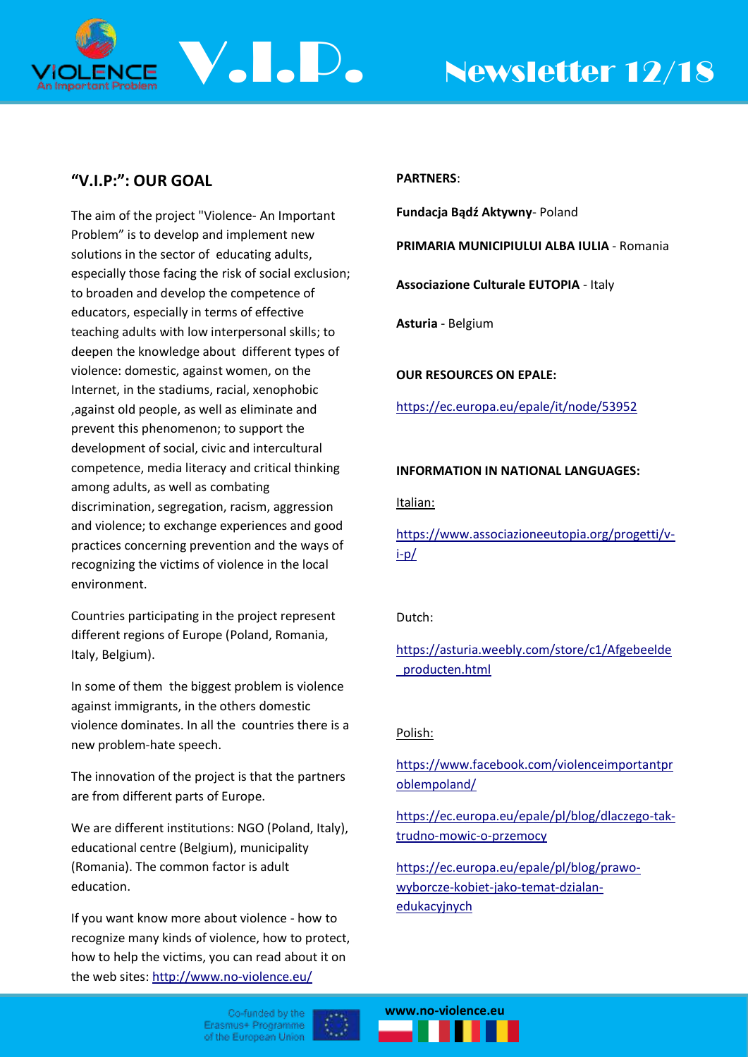# V.I.P. Newsletter 12/18

## "V.I.P:": OUR GOAL

The aim of the project "Violence- An Important Problem" is to develop and implement new solutions in the sector of educating adults, especially those facing the risk of social exclusion; to broaden and develop the competence of educators, especially in terms of effective teaching adults with low interpersonal skills; to deepen the knowledge about different types of violence: domestic, against women, on the Internet, in the stadiums, racial, xenophobic ,against old people, as well as eliminate and prevent this phenomenon; to support the development of social, civic and intercultural competence, media literacy and critical thinking among adults, as well as combating discrimination, segregation, racism, aggression and violence; to exchange experiences and good practices concerning prevention and the ways of recognizing the victims of violence in the local environment.

Countries participating in the project represent different regions of Europe (Poland, Romania, Italy, Belgium).

In some of them the biggest problem is violence against immigrants, in the others domestic violence dominates. In all the countries there is a new problem-hate speech.

The innovation of the project is that the partners are from different parts of Europe.

We are different institutions: NGO (Poland, Italy), educational centre (Belgium), municipality (Romania). The common factor is adult education.

If you want know more about violence - how to recognize many kinds of violence, how to protect, how to help the victims, you can read about it on the web sites: http://www.no-violence.eu/

**PARTNERS**:

**Fundacja Bądź Aktywny**- Poland

**PRIMARIA MUNICIPIULUI ALBA IULIA** - Romania

**Associazione Culturale EUTOPIA** - Italy

**Asturia** - Belgium

**OUR RESOURCES ON EPALE:**

https://ec.europa.eu/epale/it/node/53952

**INFORMATION IN NATIONAL LANGUAGES:**

Italian:

https://www.associazioneeutopia.org/progetti/v-i-p/

Dutch:

https://asturia.weebly.com/store/c1/Afgebeelde_producten.html

Polish:

https://www.facebook.com/violenceimportantproblempoland/

https://ec.europa.eu/epale/pl/blog/dlaczego-tak-trudno-mowic-o-przemocy

https://ec.europa.eu/epale/pl/blog/prawo-wyborcze-kobiet-jako-temat-dzialan-edukacyjnych

Co-funded by the Erasmus+ Programme of the European Union

www.no-violence.eu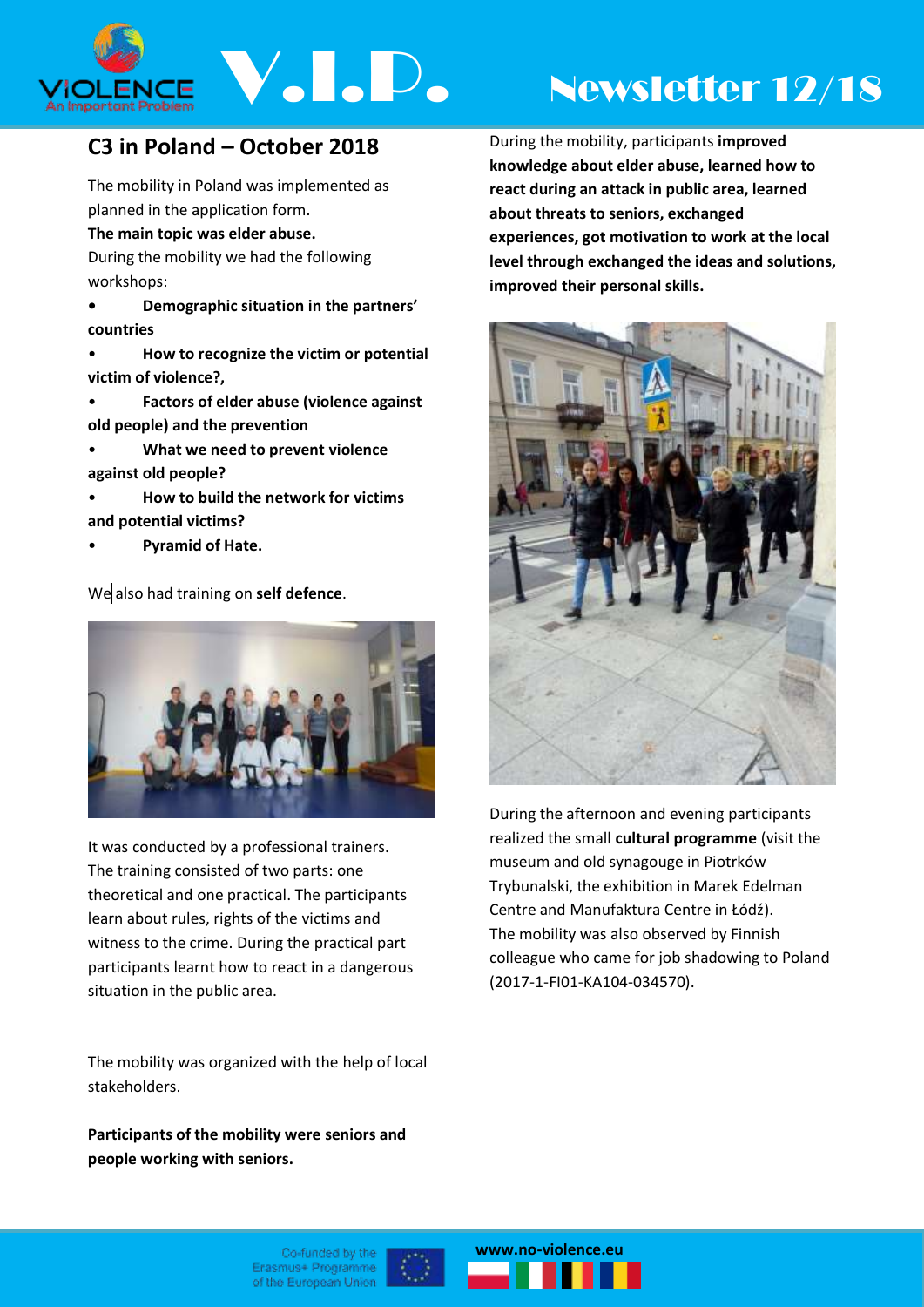## C3 in Poland – October 2018

The mobility in Poland was implemented as planned in the application form.

**The main topic was elder abuse.**

During the mobility we had the following workshops:

- **Demographic situation in the partners' countries**
- **How to recognize the victim or potential victim of violence?,**
- **Factors of elder abuse (violence against old people) and the prevention**
- **What we need to prevent violence against old people?**
- **How to build the network for victims and potential victims?**
- **Pyramid of Hate.**

We also had training on **self defence**.

It was conducted by a professional trainers. The training consisted of two parts: one theoretical and one practical. The participants learn about rules, rights of the victims and witness to the crime. During the practical part participants learnt how to react in a dangerous situation in the public area.

The mobility was organized with the help of local stakeholders.

**Participants of the mobility were seniors and people working with seniors.**

During the mobility, participants **improved knowledge about elder abuse, learned how to react during an attack in public area, learned about threats to seniors, exchanged experiences, got motivation to work at the local level through exchanged the ideas and solutions, improved their personal skills.**

During the afternoon and evening participants realized the small **cultural programme** (visit the museum and old synagouge in Piotrków Trybunalski, the exhibition in Marek Edelman Centre and Manufaktura Centre in Łódź).

The mobility was also observed by Finnish colleague who came for job shadowing to Poland (2017-1-FI01-KA104-034570).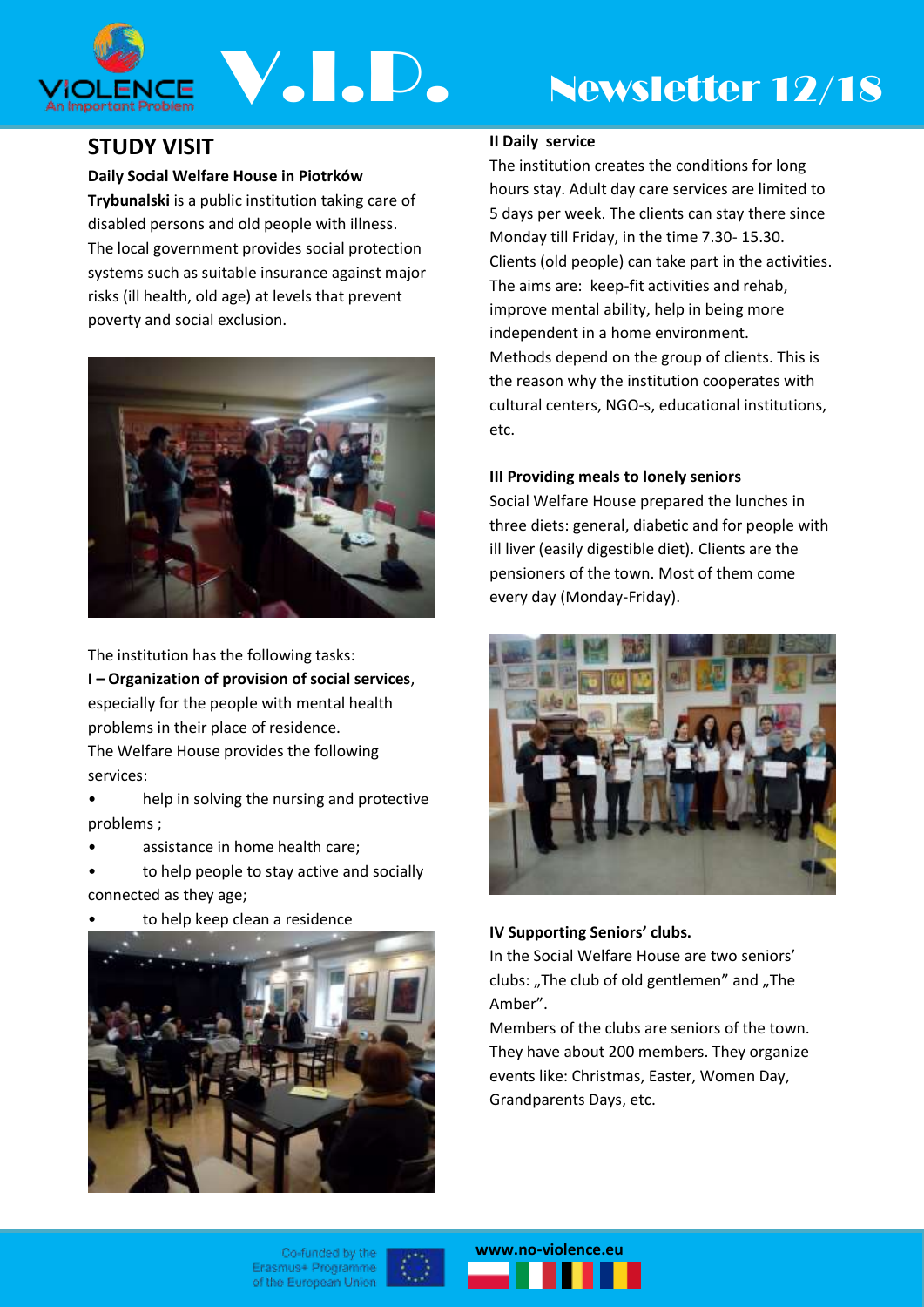## STUDY VISIT

**Daily Social Welfare House in Piotrków Trybunalski** is a public institution taking care of disabled persons and old people with illness. The local government provides social protection systems such as suitable insurance against major risks (ill health, old age) at levels that prevent poverty and social exclusion.

The institution has the following tasks:

**I – Organization of provision of social services**, especially for the people with mental health problems in their place of residence.

The Welfare House provides the following services:

- help in solving the nursing and protective problems ;
- assistance in home health care;
- to help people to stay active and socially connected as they age;
- to help keep clean a residence

**II Daily service**

The institution creates the conditions for long hours stay. Adult day care services are limited to 5 days per week. The clients can stay there since Monday till Friday, in the time 7.30- 15.30. Clients (old people) can take part in the activities. The aims are: keep-fit activities and rehab, improve mental ability, help in being more independent in a home environment.

Methods depend on the group of clients. This is the reason why the institution cooperates with cultural centers, NGO-s, educational institutions, etc.

**III Providing meals to lonely seniors**

Social Welfare House prepared the lunches in three diets: general, diabetic and for people with ill liver (easily digestible diet). Clients are the pensioners of the town. Most of them come every day (Monday-Friday).

**IV Supporting Seniors' clubs.**

In the Social Welfare House are two seniors' clubs: „The club of old gentlemen" and „The Amber".

Members of the clubs are seniors of the town. They have about 200 members. They organize events like: Christmas, Easter, Women Day, Grandparents Days, etc.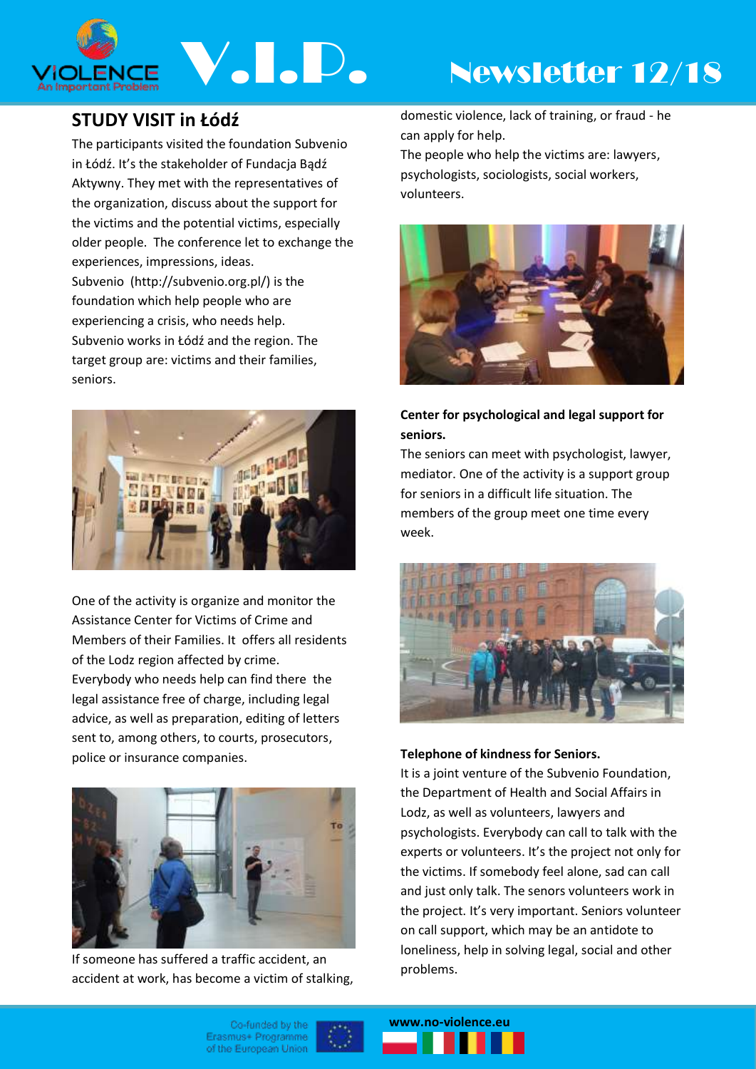## STUDY VISIT in Łódź

The participants visited the foundation Subvenio in Łódź. It's the stakeholder of Fundacja Bądź Aktywny. They met with the representatives of the organization, discuss about the support for the victims and the potential victims, especially older people. The conference let to exchange the experiences, impressions, ideas.

Subvenio (http://subvenio.org.pl/) is the foundation which help people who are experiencing a crisis, who needs help.

Subvenio works in Łódź and the region. The target group are: victims and their families, seniors.

One of the activity is organize and monitor the Assistance Center for Victims of Crime and Members of their Families. It offers all residents of the Lodz region affected by crime. Everybody who needs help can find there the legal assistance free of charge, including legal advice, as well as preparation, editing of letters sent to, among others, to courts, prosecutors, police or insurance companies.

If someone has suffered a traffic accident, an accident at work, has become a victim of stalking, domestic violence, lack of training, or fraud - he can apply for help.

The people who help the victims are: lawyers, psychologists, sociologists, social workers, volunteers.

**Center for psychological and legal support for seniors.**

The seniors can meet with psychologist, lawyer, mediator. One of the activity is a support group for seniors in a difficult life situation. The members of the group meet one time every week.

**Telephone of kindness for Seniors.**

It is a joint venture of the Subvenio Foundation, the Department of Health and Social Affairs in Lodz, as well as volunteers, lawyers and psychologists. Everybody can call to talk with the experts or volunteers. It's the project not only for the victims. If somebody feel alone, sad can call and just only talk. The senors volunteers work in the project. It's very important. Seniors volunteer on call support, which may be an antidote to loneliness, help in solving legal, social and other problems.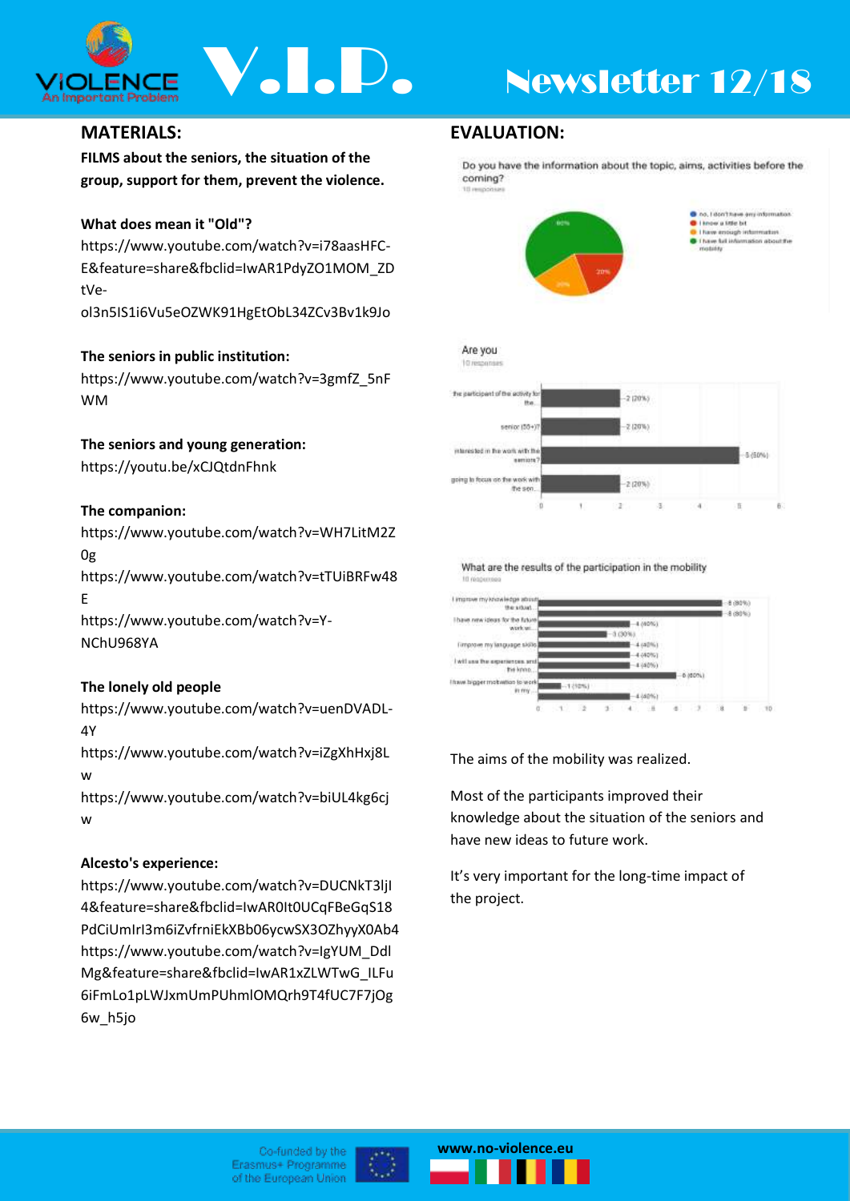## MATERIALS:

**FILMS about the seniors, the situation of the group, support for them, prevent the violence.**

**What does mean it "Old"?**
https://www.youtube.com/watch?v=i78aasHFC-E&feature=share&fbclid=IwAR1PdyZO1MOM_ZDtVe-ol3n5IS1i6Vu5eOZWK91HgEtObL34ZCv3Bv1k9Jo

**The seniors in public institution:**
https://www.youtube.com/watch?v=3gmfZ_5nFWM

**The seniors and young generation:**
https://youtu.be/xCJQtdnFhnk

**The companion:**
https://www.youtube.com/watch?v=WH7LitM2Z0g
https://www.youtube.com/watch?v=tTUiBRFw48E
https://www.youtube.com/watch?v=Y-NChU968YA

**The lonely old people**
https://www.youtube.com/watch?v=uenDVADL-4Y
https://www.youtube.com/watch?v=iZgXhHxj8Lw
https://www.youtube.com/watch?v=biUL4kg6cjw

**Alcesto's experience:**
https://www.youtube.com/watch?v=DUCNkT3ljI4&feature=share&fbclid=IwAR0It0UCqFBeGqS18PdCiUmIrI3m6iZvfrniEkXBb06ycwSX3OZhyyX0Ab4
https://www.youtube.com/watch?v=IgYUM_DdlMg&feature=share&fbclid=IwAR1xZLWTwG_ILFu6iFmLo1pLWJxmUmPUhmlOMQrh9T4fUC7F7jOg6w_h5jo

## EVALUATION:

Do you have the information about the topic, aims, activities before the coming?
10 responses

60%
20%
20%

no, I don't have any information
I know a little bit
I have enough information
I have full information about the mobility

Are you
10 responses

the participant of the activity for the...: 2 (20%)
senior (55+)?: 2 (20%)
interested in the work with the seniors?: 5 (50%)
going to focus on the work with the sen...: 2 (20%)

What are the results of the participation in the mobility
10 responses

I improve my knowledge about the situat...: 8 (80%), 8 (80%)
I have new ideas for the future work wi...: 4 (40%), 3 (30%)
I improve my language skills: 4 (40%), 4 (40%)
I will use the experiences and the know...: 4 (40%), 6 (60%)
I have bigger motivation to work in my...: 1 (10%), 4 (40%)

The aims of the mobility was realized.

Most of the participants improved their knowledge about the situation of the seniors and have new ideas to future work.

It's very important for the long-time impact of the project.

Co-funded by the Erasmus+ Programme of the European Union

www.no-violence.eu